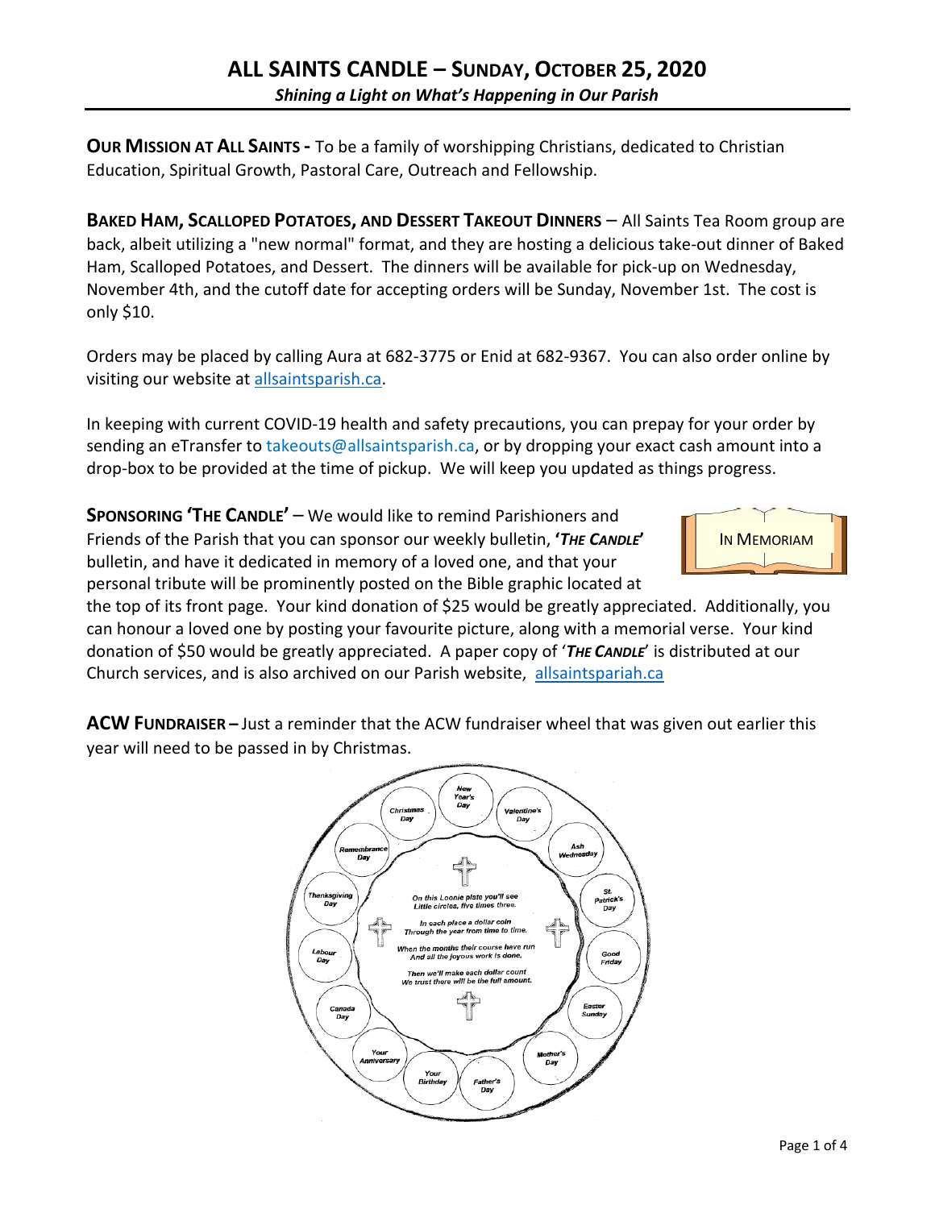# ALL SAINTS CANDLE – SUNDAY, OCTOBER 25, 2020

***Shining a Light on What's Happening in Our Parish***

**OUR MISSION AT ALL SAINTS -** To be a family of worshipping Christians, dedicated to Christian Education, Spiritual Growth, Pastoral Care, Outreach and Fellowship.

**BAKED HAM, SCALLOPED POTATOES, AND DESSERT TAKEOUT DINNERS** – All Saints Tea Room group are back, albeit utilizing a "new normal" format, and they are hosting a delicious take-out dinner of Baked Ham, Scalloped Potatoes, and Dessert. The dinners will be available for pick-up on Wednesday, November 4th, and the cutoff date for accepting orders will be Sunday, November 1st. The cost is only $10.

Orders may be placed by calling Aura at 682-3775 or Enid at 682-9367. You can also order online by visiting our website at allsaintsparish.ca.

In keeping with current COVID-19 health and safety precautions, you can prepay for your order by sending an eTransfer to takeouts@allsaintsparish.ca, or by dropping your exact cash amount into a drop-box to be provided at the time of pickup. We will keep you updated as things progress.

**SPONSORING 'THE CANDLE'** – We would like to remind Parishioners and Friends of the Parish that you can sponsor our weekly bulletin, ***'THE CANDLE'*** bulletin, and have it dedicated in memory of a loved one, and that your personal tribute will be prominently posted on the Bible graphic located at the top of its front page. Your kind donation of $25 would be greatly appreciated. Additionally, you can honour a loved one by posting your favourite picture, along with a memorial verse. Your kind donation of $50 would be greatly appreciated. A paper copy of '***THE CANDLE***' is distributed at our Church services, and is also archived on our Parish website, allsaintspariah.ca

IN MEMORIAM

**ACW FUNDRAISER –** Just a reminder that the ACW fundraiser wheel that was given out earlier this year will need to be passed in by Christmas.

New Year's Day · Valentine's Day · Ash Wednesday · St. Patrick's Day · Good Friday · Easter Sunday · Mother's Day · Father's Day · Your Birthday · Your Anniversary · Canada Day · Labour Day · Thanksgiving Day · Remembrance Day · Christmas Day

On this Loonie plate you'll see
Little circles, five times three.

In each place a dollar coin
Through the year from time to time.

When the months their course have run
And all the joyous work is done.

Then we'll make each dollar count
We trust there will be the full amount.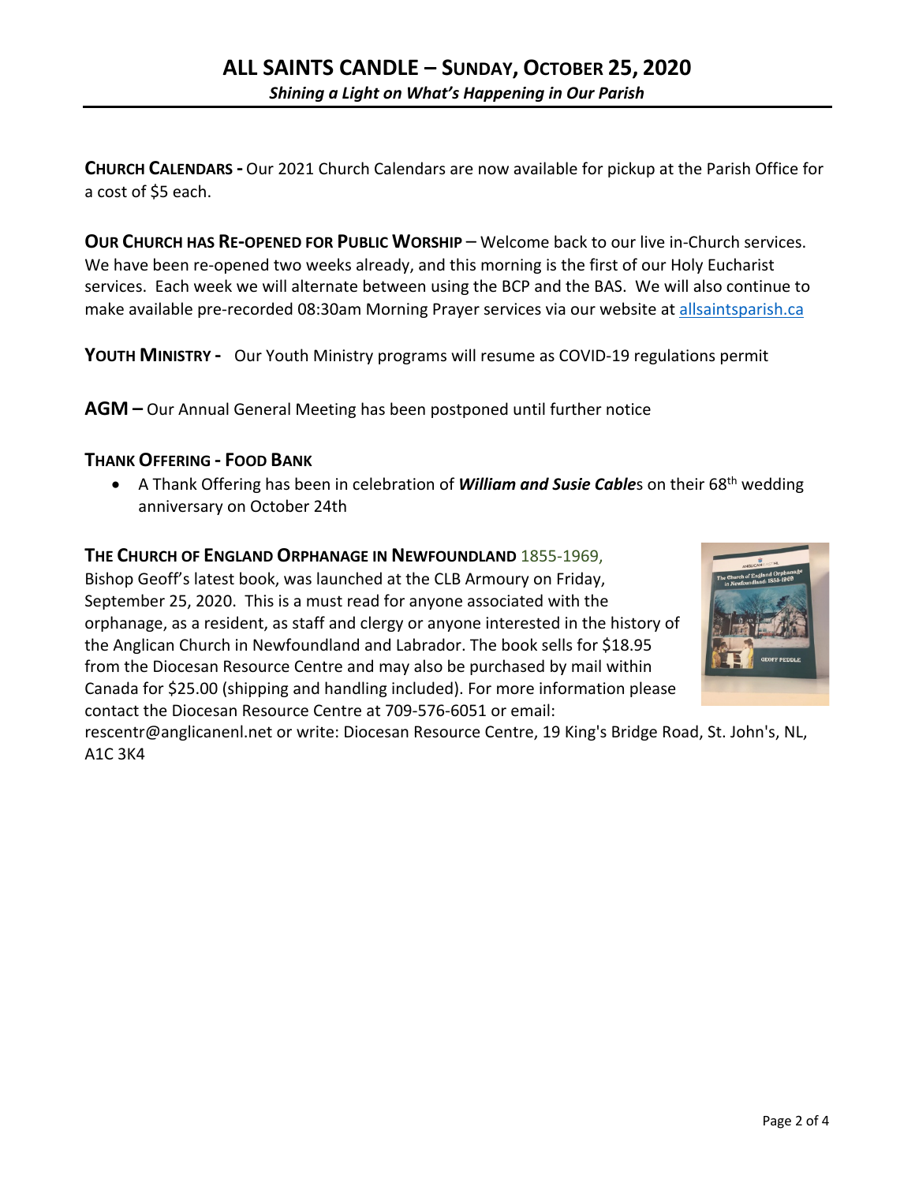# ALL SAINTS CANDLE – SUNDAY, OCTOBER 25, 2020

***Shining a Light on What's Happening in Our Parish***

**CHURCH CALENDARS -** Our 2021 Church Calendars are now available for pickup at the Parish Office for a cost of $5 each.

**OUR CHURCH HAS RE-OPENED FOR PUBLIC WORSHIP** – Welcome back to our live in-Church services. We have been re-opened two weeks already, and this morning is the first of our Holy Eucharist services. Each week we will alternate between using the BCP and the BAS. We will also continue to make available pre-recorded 08:30am Morning Prayer services via our website at allsaintsparish.ca

**YOUTH MINISTRY -** Our Youth Ministry programs will resume as COVID-19 regulations permit

**AGM –** Our Annual General Meeting has been postponed until further notice

**THANK OFFERING - FOOD BANK**

- A Thank Offering has been in celebration of ***William and Susie Cable***s on their 68th wedding anniversary on October 24th

**THE CHURCH OF ENGLAND ORPHANAGE IN NEWFOUNDLAND** 1855-1969,
Bishop Geoff's latest book, was launched at the CLB Armoury on Friday, September 25, 2020. This is a must read for anyone associated with the orphanage, as a resident, as staff and clergy or anyone interested in the history of the Anglican Church in Newfoundland and Labrador. The book sells for $18.95 from the Diocesan Resource Centre and may also be purchased by mail within Canada for $25.00 (shipping and handling included). For more information please contact the Diocesan Resource Centre at 709-576-6051 or email: rescentr@anglicanenl.net or write: Diocesan Resource Centre, 19 King's Bridge Road, St. John's, NL, A1C 3K4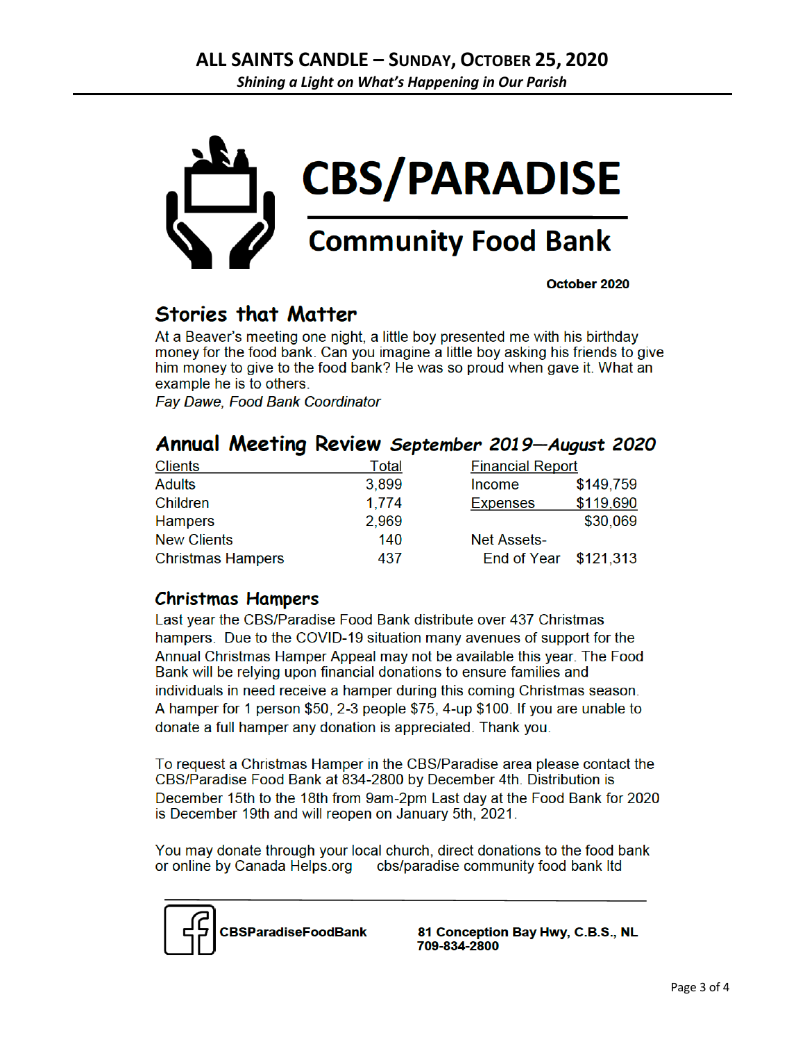# CBS/PARADISE

## Community Food Bank

**October 2020**

## Stories that Matter

At a Beaver's meeting one night, a little boy presented me with his birthday money for the food bank. Can you imagine a little boy asking his friends to give him money to give to the food bank? He was so proud when gave it. What an example he is to others.

*Fay Dawe, Food Bank Coordinator*

## Annual Meeting Review *September 2019—August 2020*

| Clients | Total |
|---|---|
| Adults | 3,899 |
| Children | 1,774 |
| Hampers | 2,969 |
| New Clients | 140 |
| Christmas Hampers | 437 |

| Financial Report | |
|---|---|
| Income | $149,759 |
| Expenses | $119,690 |
| | $30,069 |
| Net Assets- End of Year | $121,313 |

## Christmas Hampers

Last year the CBS/Paradise Food Bank distribute over 437 Christmas hampers. Due to the COVID-19 situation many avenues of support for the Annual Christmas Hamper Appeal may not be available this year. The Food Bank will be relying upon financial donations to ensure families and individuals in need receive a hamper during this coming Christmas season. A hamper for 1 person $50, 2-3 people $75, 4-up $100. If you are unable to donate a full hamper any donation is appreciated. Thank you.

To request a Christmas Hamper in the CBS/Paradise area please contact the CBS/Paradise Food Bank at 834-2800 by December 4th. Distribution is December 15th to the 18th from 9am-2pm Last day at the Food Bank for 2020 is December 19th and will reopen on January 5th, 2021.

You may donate through your local church, direct donations to the food bank or online by Canada Helps.org cbs/paradise community food bank ltd

**CBSParadiseFoodBank**

**81 Conception Bay Hwy, C.B.S., NL**
**709-834-2800**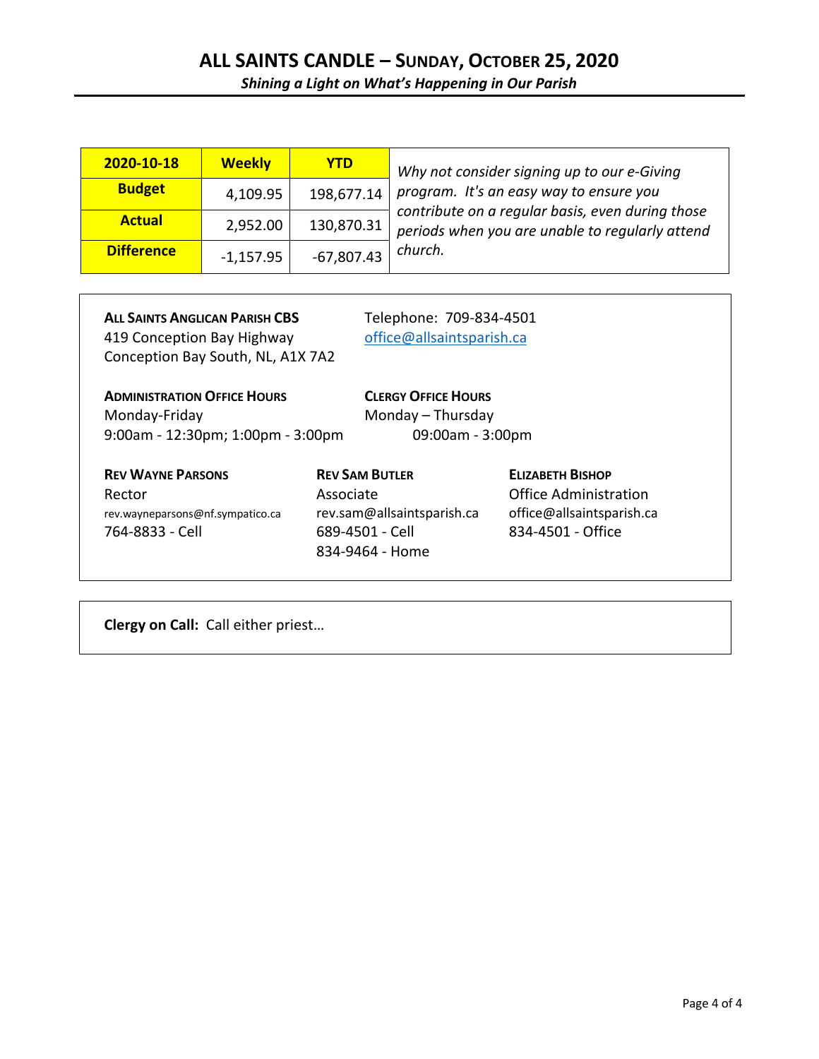# ALL SAINTS CANDLE – SUNDAY, OCTOBER 25, 2020

***Shining a Light on What's Happening in Our Parish***

| 2020-10-18 | Weekly | YTD |
|---|---|---|
| **Budget** | 4,109.95 | 198,677.14 |
| **Actual** | 2,952.00 | 130,870.31 |
| **Difference** | -1,157.95 | -67,807.43 |

*Why not consider signing up to our e-Giving program. It's an easy way to ensure you contribute on a regular basis, even during those periods when you are unable to regularly attend church.*

**ALL SAINTS ANGLICAN PARISH CBS**
419 Conception Bay Highway
Conception Bay South, NL, A1X 7A2

Telephone: 709-834-4501
office@allsaintsparish.ca

**ADMINISTRATION OFFICE HOURS**
Monday-Friday
9:00am - 12:30pm; 1:00pm - 3:00pm

**CLERGY OFFICE HOURS**
Monday – Thursday
09:00am - 3:00pm

**REV WAYNE PARSONS**
Rector
rev.wayneparsons@nf.sympatico.ca
764-8833 - Cell

**REV SAM BUTLER**
Associate
rev.sam@allsaintsparish.ca
689-4501 - Cell
834-9464 - Home

**ELIZABETH BISHOP**
Office Administration
office@allsaintsparish.ca
834-4501 - Office

**Clergy on Call:** Call either priest…